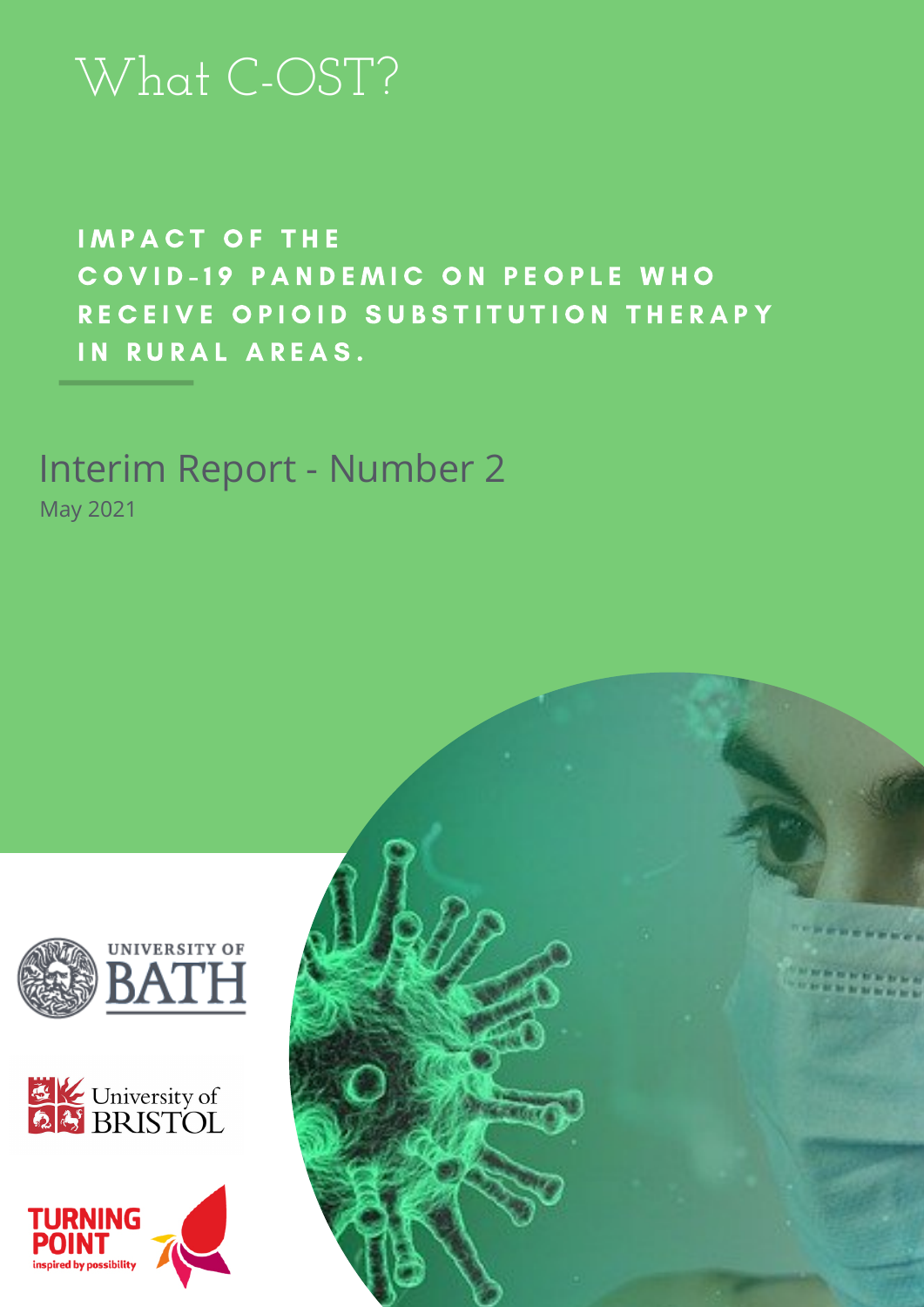# What C-OST?

**IMPACT OF THE COVID-19 PANDEMIC ON PEOPLE WHO RECEIVE OPIOID SUBSTITUTION THERAPY IN RURAL AREAS.**

## Interim Report - Number 2

May 2021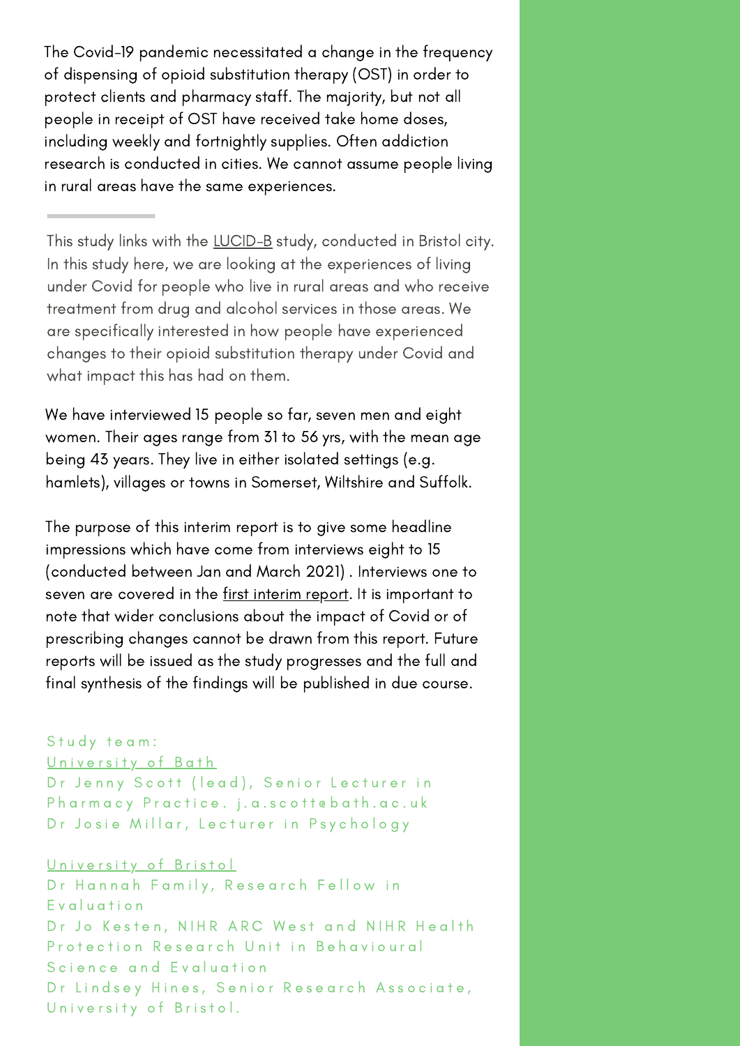The Covid-19 pandemic necessitated a change in the frequency of dispensing of opioid substitution therapy (OST) in order to protect clients and pharmacy staff. The majority, but not all people in receipt of OST have received take home doses, including weekly and fortnightly supplies. Often addiction research is conducted in cities. We cannot assume people living in rural areas have the same experiences.

---

This study links with the LUCID-B study, conducted in Bristol city. In this study here, we are looking at the experiences of living under Covid for people who live in rural areas and who receive treatment from drug and alcohol services in those areas. We are specifically interested in how people have experienced changes to their opioid substitution therapy under Covid and what impact this has had on them.

We have interviewed 15 people so far, seven men and eight women. Their ages range from 31 to 56 yrs, with the mean age being 43 years. They live in either isolated settings (e.g. hamlets), villages or towns in Somerset, Wiltshire and Suffolk.

The purpose of this interim report is to give some headline impressions which have come from interviews eight to 15 (conducted between Jan and March 2021) . Interviews one to seven are covered in the first interim report. It is important to note that wider conclusions about the impact of Covid or of prescribing changes cannot be drawn from this report. Future reports will be issued as the study progresses and the full and final synthesis of the findings will be published in due course.

Study team:

University of Bath

Dr Jenny Scott (lead), Senior Lecturer in Pharmacy Practice. j.a.scott@bath.ac.uk

Dr Josie Millar, Lecturer in Psychology

University of Bristol

Dr Hannah Family, Research Fellow in Evaluation

Dr Jo Kesten, NIHR ARC West and NIHR Health Protection Research Unit in Behavioural Science and Evaluation

Dr Lindsey Hines, Senior Research Associate, University of Bristol.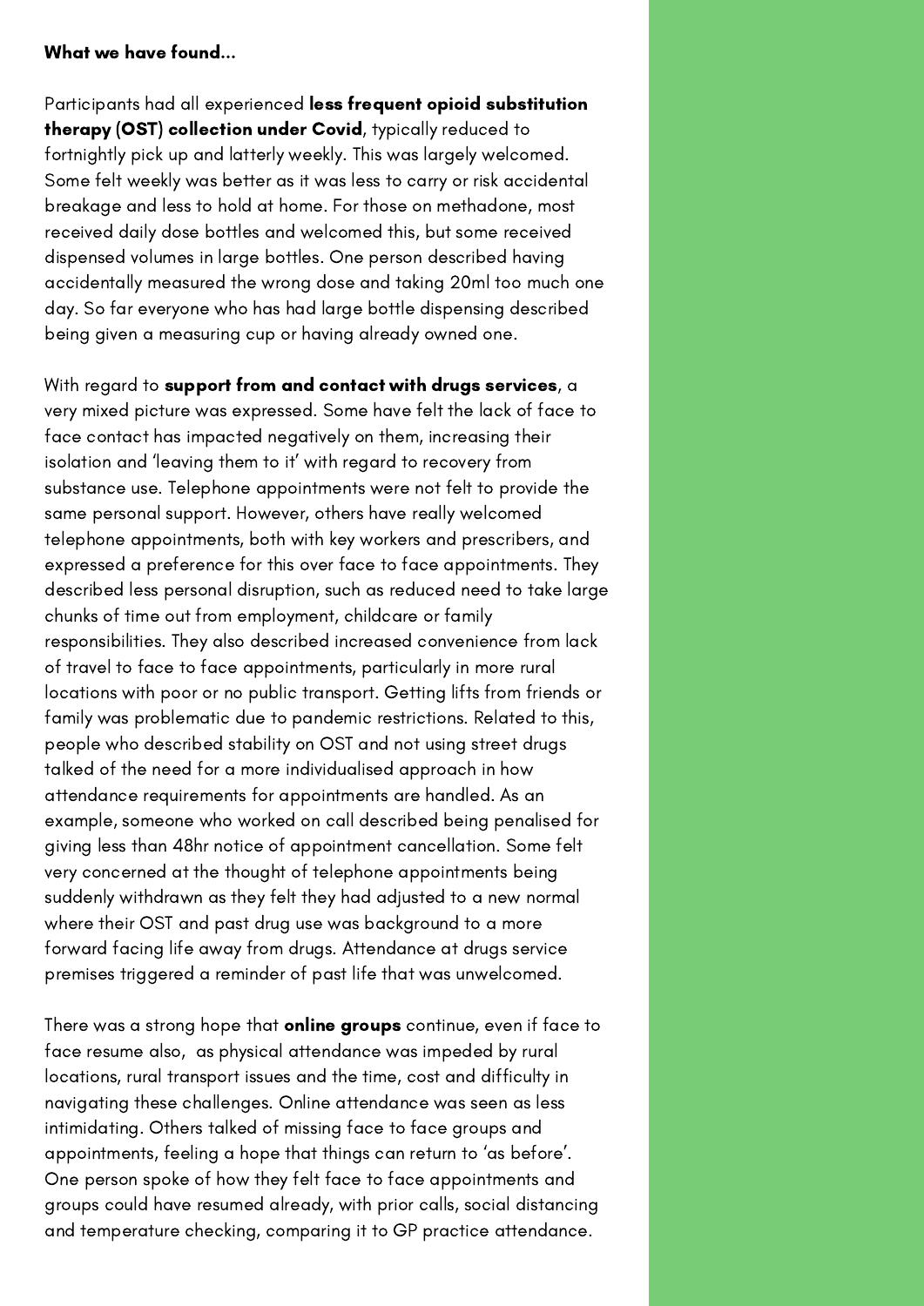**What we have found...**

Participants had all experienced **less frequent opioid substitution therapy (OST) collection under Covid**, typically reduced to fortnightly pick up and latterly weekly. This was largely welcomed. Some felt weekly was better as it was less to carry or risk accidental breakage and less to hold at home. For those on methadone, most received daily dose bottles and welcomed this, but some received dispensed volumes in large bottles. One person described having accidentally measured the wrong dose and taking 20ml too much one day. So far everyone who has had large bottle dispensing described being given a measuring cup or having already owned one.

With regard to **support from and contact with drugs services**, a very mixed picture was expressed. Some have felt the lack of face to face contact has impacted negatively on them, increasing their isolation and 'leaving them to it' with regard to recovery from substance use. Telephone appointments were not felt to provide the same personal support. However, others have really welcomed telephone appointments, both with key workers and prescribers, and expressed a preference for this over face to face appointments. They described less personal disruption, such as reduced need to take large chunks of time out from employment, childcare or family responsibilities. They also described increased convenience from lack of travel to face to face appointments, particularly in more rural locations with poor or no public transport. Getting lifts from friends or family was problematic due to pandemic restrictions. Related to this, people who described stability on OST and not using street drugs talked of the need for a more individualised approach in how attendance requirements for appointments are handled. As an example, someone who worked on call described being penalised for giving less than 48hr notice of appointment cancellation. Some felt very concerned at the thought of telephone appointments being suddenly withdrawn as they felt they had adjusted to a new normal where their OST and past drug use was background to a more forward facing life away from drugs. Attendance at drugs service premises triggered a reminder of past life that was unwelcomed.

There was a strong hope that **online groups** continue, even if face to face resume also, as physical attendance was impeded by rural locations, rural transport issues and the time, cost and difficulty in navigating these challenges. Online attendance was seen as less intimidating. Others talked of missing face to face groups and appointments, feeling a hope that things can return to 'as before'. One person spoke of how they felt face to face appointments and groups could have resumed already, with prior calls, social distancing and temperature checking, comparing it to GP practice attendance.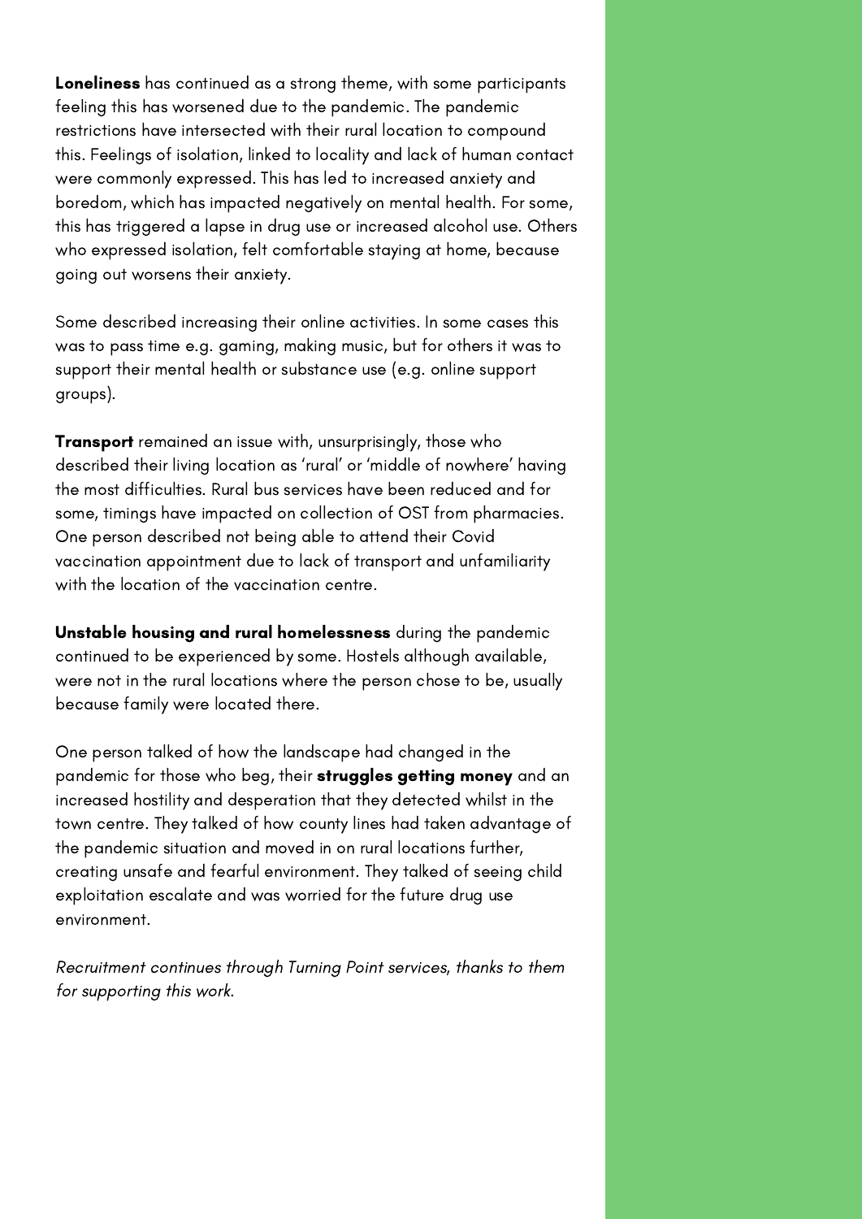**Loneliness** has continued as a strong theme, with some participants feeling this has worsened due to the pandemic. The pandemic restrictions have intersected with their rural location to compound this. Feelings of isolation, linked to locality and lack of human contact were commonly expressed. This has led to increased anxiety and boredom, which has impacted negatively on mental health. For some, this has triggered a lapse in drug use or increased alcohol use. Others who expressed isolation, felt comfortable staying at home, because going out worsens their anxiety.

Some described increasing their online activities. In some cases this was to pass time e.g. gaming, making music, but for others it was to support their mental health or substance use (e.g. online support groups).

**Transport** remained an issue with, unsurprisingly, those who described their living location as 'rural' or 'middle of nowhere' having the most difficulties. Rural bus services have been reduced and for some, timings have impacted on collection of OST from pharmacies. One person described not being able to attend their Covid vaccination appointment due to lack of transport and unfamiliarity with the location of the vaccination centre.

**Unstable housing and rural homelessness** during the pandemic continued to be experienced by some. Hostels although available, were not in the rural locations where the person chose to be, usually because family were located there.

One person talked of how the landscape had changed in the pandemic for those who beg, their **struggles getting money** and an increased hostility and desperation that they detected whilst in the town centre. They talked of how county lines had taken advantage of the pandemic situation and moved in on rural locations further, creating unsafe and fearful environment. They talked of seeing child exploitation escalate and was worried for the future drug use environment.

*Recruitment continues through Turning Point services, thanks to them for supporting this work.*